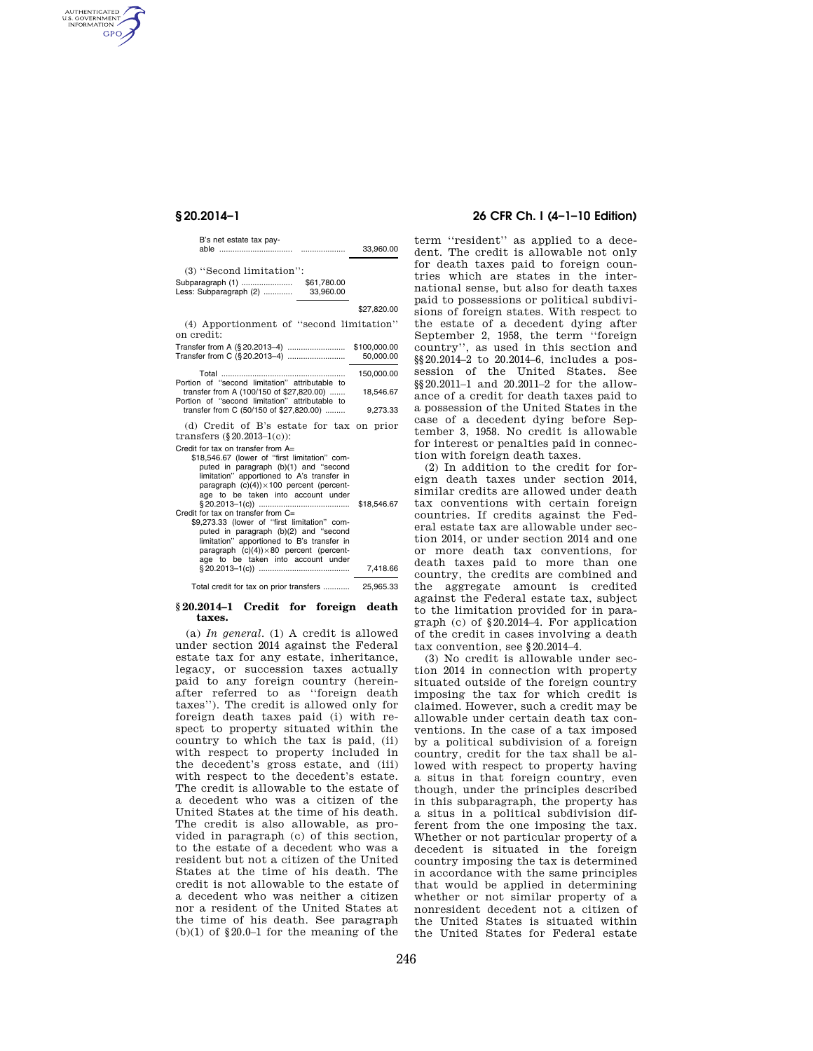| | | |
|---|---|---|
| B's net estate tax payable | | 33,960.00 |

(3) "Second limitation":

| | | |
|---|---|---|
| Subparagraph (1) | $61,780.00 | |
| Less: Subparagraph (2) | 33,960.00 | |
| | | $27,820.00 |

(4) Apportionment of "second limitation" on credit:

| | |
|---|---|
| Transfer from A (§20.2013–4) | $100,000.00 |
| Transfer from C (§20.2013–4) | 50,000.00 |
| Total | 150,000.00 |
| Portion of "second limitation" attributable to transfer from A (100/150 of $27,820.00) | 18,546.67 |
| Portion of "second limitation" attributable to transfer from C (50/150 of $27,820.00) | 9,273.33 |

(d) Credit of B's estate for tax on prior transfers (§20.2013–1(c)):

| | |
|---|---|
| Credit for tax on transfer from A= $18,546.67 (lower of "first limitation" computed in paragraph (b)(1) and "second limitation" apportioned to A's transfer in paragraph (c)(4))×100 percent (percentage to be taken into account under §20.2013–1(c)) | $18,546.67 |
| Credit for tax on transfer from C= $9,273.33 (lower of "first limitation" computed in paragraph (b)(2) and "second limitation" apportioned to B's transfer in paragraph (c)(4))×80 percent (percentage to be taken into account under §20.2013–1(c)) | 7,418.66 |
| Total credit for tax on prior transfers | 25,965.33 |

## §20.2014–1 Credit for foreign death taxes.

(a) *In general.* (1) A credit is allowed under section 2014 against the Federal estate tax for any estate, inheritance, legacy, or succession taxes actually paid to any foreign country (hereinafter referred to as "foreign death taxes"). The credit is allowed only for foreign death taxes paid (i) with respect to property situated within the country to which the tax is paid, (ii) with respect to property included in the decedent's gross estate, and (iii) with respect to the decedent's estate. The credit is allowable to the estate of a decedent who was a citizen of the United States at the time of his death. The credit is also allowable, as provided in paragraph (c) of this section, to the estate of a decedent who was a resident but not a citizen of the United States at the time of his death. The credit is not allowable to the estate of a decedent who was neither a citizen nor a resident of the United States at the time of his death. See paragraph (b)(1) of §20.0–1 for the meaning of the term "resident" as applied to a decedent. The credit is allowable not only for death taxes paid to foreign countries which are states in the international sense, but also for death taxes paid to possessions or political subdivisions of foreign states. With respect to the estate of a decedent dying after September 2, 1958, the term "foreign country", as used in this section and §§20.2014–2 to 20.2014–6, includes a possession of the United States. See §§20.2011–1 and 20.2011–2 for the allowance of a credit for death taxes paid to a possession of the United States in the case of a decedent dying before September 3, 1958. No credit is allowable for interest or penalties paid in connection with foreign death taxes.

(2) In addition to the credit for foreign death taxes under section 2014, similar credits are allowed under death tax conventions with certain foreign countries. If credits against the Federal estate tax are allowable under section 2014, or under section 2014 and one or more death tax conventions, for death taxes paid to more than one country, the credits are combined and the aggregate amount is credited against the Federal estate tax, subject to the limitation provided for in paragraph (c) of §20.2014–4. For application of the credit in cases involving a death tax convention, see §20.2014–4.

(3) No credit is allowable under section 2014 in connection with property situated outside of the foreign country imposing the tax for which credit is claimed. However, such a credit may be allowable under certain death tax conventions. In the case of a tax imposed by a political subdivision of a foreign country, credit for the tax shall be allowed with respect to property having a situs in that foreign country, even though, under the principles described in this subparagraph, the property has a situs in a political subdivision different from the one imposing the tax. Whether or not particular property of a decedent is situated in the foreign country imposing the tax is determined in accordance with the same principles that would be applied in determining whether or not similar property of a nonresident decedent not a citizen of the United States is situated within the United States for Federal estate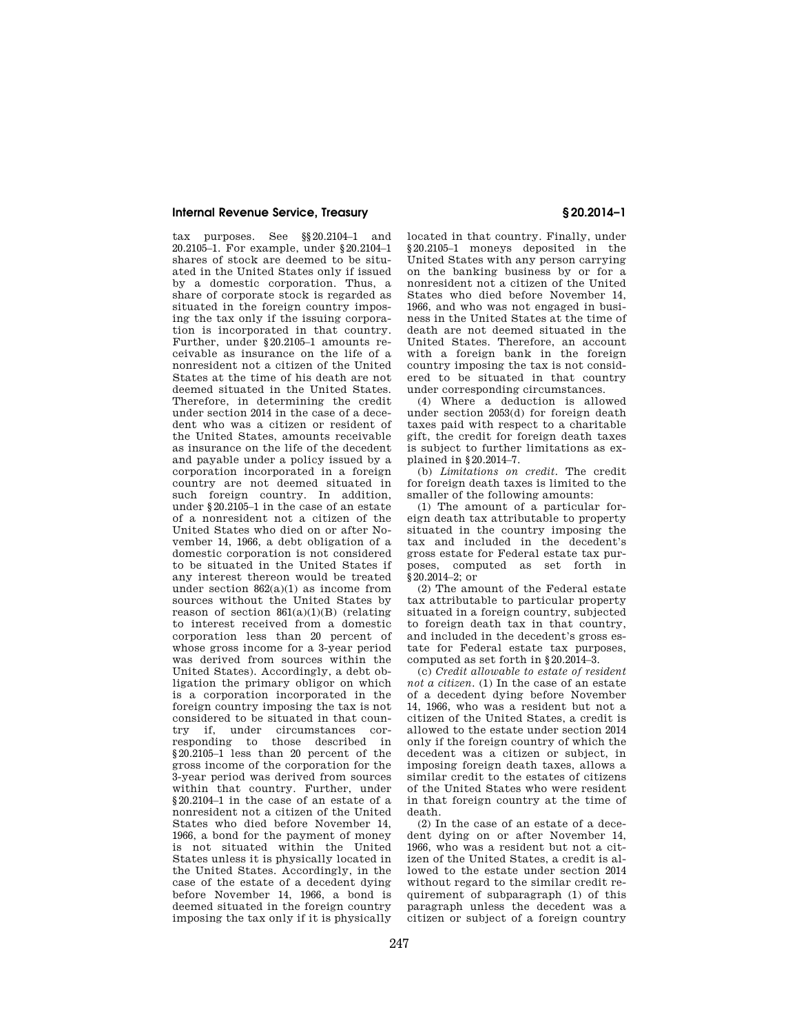tax purposes. See §§20.2104–1 and 20.2105–1. For example, under §20.2104–1 shares of stock are deemed to be situated in the United States only if issued by a domestic corporation. Thus, a share of corporate stock is regarded as situated in the foreign country imposing the tax only if the issuing corporation is incorporated in that country. Further, under §20.2105–1 amounts receivable as insurance on the life of a nonresident not a citizen of the United States at the time of his death are not deemed situated in the United States. Therefore, in determining the credit under section 2014 in the case of a decedent who was a citizen or resident of the United States, amounts receivable as insurance on the life of the decedent and payable under a policy issued by a corporation incorporated in a foreign country are not deemed situated in such foreign country. In addition, under §20.2105–1 in the case of an estate of a nonresident not a citizen of the United States who died on or after November 14, 1966, a debt obligation of a domestic corporation is not considered to be situated in the United States if any interest thereon would be treated under section 862(a)(1) as income from sources without the United States by reason of section 861(a)(1)(B) (relating to interest received from a domestic corporation less than 20 percent of whose gross income for a 3-year period was derived from sources within the United States). Accordingly, a debt obligation the primary obligor on which is a corporation incorporated in the foreign country imposing the tax is not considered to be situated in that country if, under circumstances corresponding to those described in §20.2105–1 less than 20 percent of the gross income of the corporation for the 3-year period was derived from sources within that country. Further, under §20.2104–1 in the case of an estate of a nonresident not a citizen of the United States who died before November 14, 1966, a bond for the payment of money is not situated within the United States unless it is physically located in the United States. Accordingly, in the case of the estate of a decedent dying before November 14, 1966, a bond is deemed situated in the foreign country imposing the tax only if it is physically located in that country. Finally, under §20.2105–1 moneys deposited in the United States with any person carrying on the banking business by or for a nonresident not a citizen of the United States who died before November 14, 1966, and who was not engaged in business in the United States at the time of death are not deemed situated in the United States. Therefore, an account with a foreign bank in the foreign country imposing the tax is not considered to be situated in that country under corresponding circumstances.

(4) Where a deduction is allowed under section 2053(d) for foreign death taxes paid with respect to a charitable gift, the credit for foreign death taxes is subject to further limitations as explained in §20.2014–7.

(b) *Limitations on credit.* The credit for foreign death taxes is limited to the smaller of the following amounts:

(1) The amount of a particular foreign death tax attributable to property situated in the country imposing the tax and included in the decedent's gross estate for Federal estate tax purposes, computed as set forth in §20.2014–2; or

(2) The amount of the Federal estate tax attributable to particular property situated in a foreign country, subjected to foreign death tax in that country, and included in the decedent's gross estate for Federal estate tax purposes, computed as set forth in §20.2014–3.

(c) *Credit allowable to estate of resident not a citizen.* (1) In the case of an estate of a decedent dying before November 14, 1966, who was a resident but not a citizen of the United States, a credit is allowed to the estate under section 2014 only if the foreign country of which the decedent was a citizen or subject, in imposing foreign death taxes, allows a similar credit to the estates of citizens of the United States who were resident in that foreign country at the time of death.

(2) In the case of an estate of a decedent dying on or after November 14, 1966, who was a resident but not a citizen of the United States, a credit is allowed to the estate under section 2014 without regard to the similar credit requirement of subparagraph (1) of this paragraph unless the decedent was a citizen or subject of a foreign country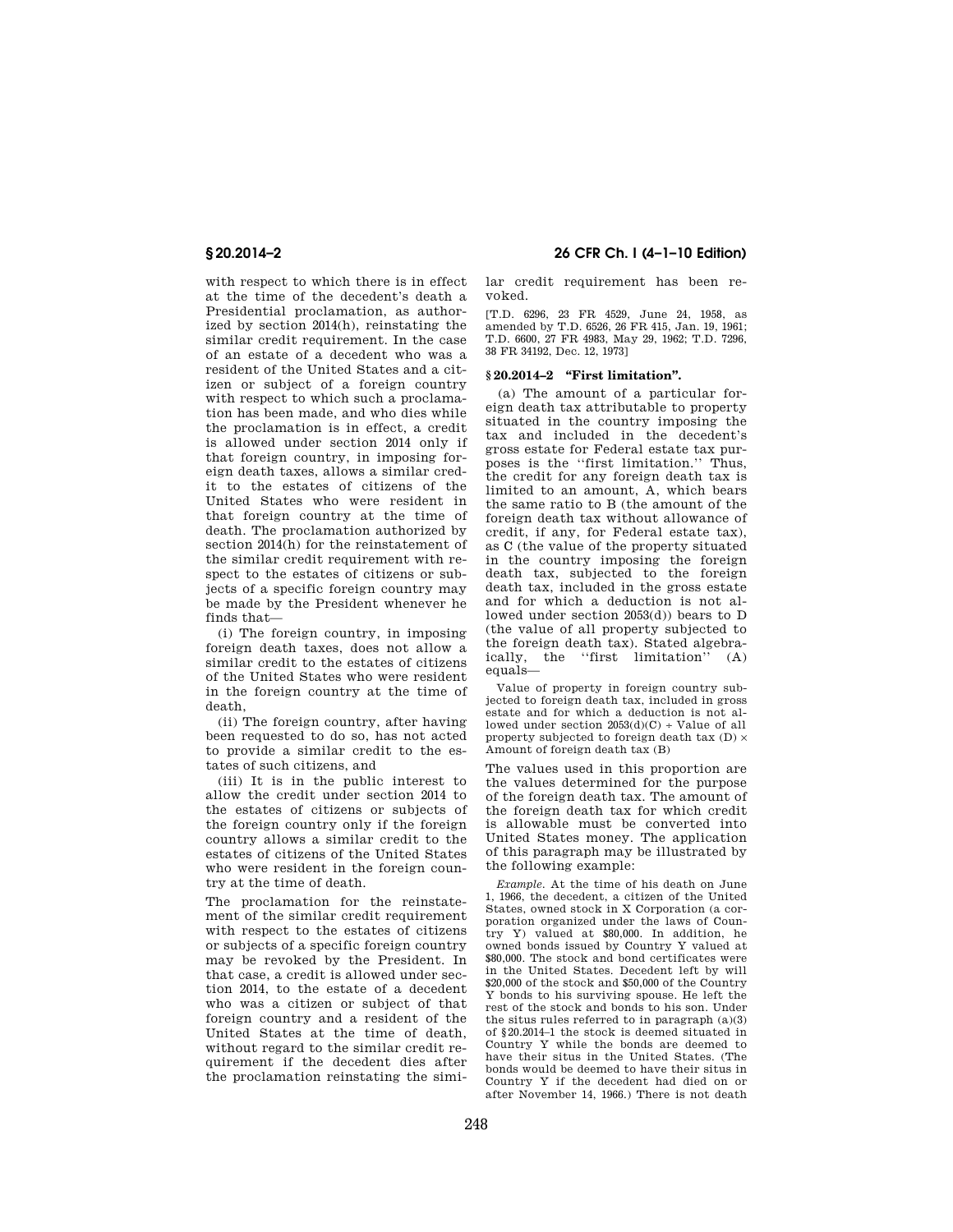with respect to which there is in effect at the time of the decedent's death a Presidential proclamation, as authorized by section 2014(h), reinstating the similar credit requirement. In the case of an estate of a decedent who was a resident of the United States and a citizen or subject of a foreign country with respect to which such a proclamation has been made, and who dies while the proclamation is in effect, a credit is allowed under section 2014 only if that foreign country, in imposing foreign death taxes, allows a similar credit to the estates of citizens of the United States who were resident in that foreign country at the time of death. The proclamation authorized by section 2014(h) for the reinstatement of the similar credit requirement with respect to the estates of citizens or subjects of a specific foreign country may be made by the President whenever he finds that—

(i) The foreign country, in imposing foreign death taxes, does not allow a similar credit to the estates of citizens of the United States who were resident in the foreign country at the time of death,

(ii) The foreign country, after having been requested to do so, has not acted to provide a similar credit to the estates of such citizens, and

(iii) It is in the public interest to allow the credit under section 2014 to the estates of citizens or subjects of the foreign country only if the foreign country allows a similar credit to the estates of citizens of the United States who were resident in the foreign country at the time of death.

The proclamation for the reinstatement of the similar credit requirement with respect to the estates of citizens or subjects of a specific foreign country may be revoked by the President. In that case, a credit is allowed under section 2014, to the estate of a decedent who was a citizen or subject of that foreign country and a resident of the United States at the time of death, without regard to the similar credit requirement if the decedent dies after the proclamation reinstating the similar credit requirement has been revoked.

[T.D. 6296, 23 FR 4529, June 24, 1958, as amended by T.D. 6526, 26 FR 415, Jan. 19, 1961; T.D. 6600, 27 FR 4983, May 29, 1962; T.D. 7296, 38 FR 34192, Dec. 12, 1973]

## § 20.2014–2 "First limitation".

(a) The amount of a particular foreign death tax attributable to property situated in the country imposing the tax and included in the decedent's gross estate for Federal estate tax purposes is the "first limitation." Thus, the credit for any foreign death tax is limited to an amount, A, which bears the same ratio to B (the amount of the foreign death tax without allowance of credit, if any, for Federal estate tax), as C (the value of the property situated in the country imposing the foreign death tax, subjected to the foreign death tax, included in the gross estate and for which a deduction is not allowed under section 2053(d)) bears to D (the value of all property subjected to the foreign death tax). Stated algebraically, the "first limitation" (A) equals—

Value of property in foreign country subjected to foreign death tax, included in gross estate and for which a deduction is not allowed under section 2053(d)(C) ÷ Value of all property subjected to foreign death tax (D) × Amount of foreign death tax (B)

The values used in this proportion are the values determined for the purpose of the foreign death tax. The amount of the foreign death tax for which credit is allowable must be converted into United States money. The application of this paragraph may be illustrated by the following example:

*Example.* At the time of his death on June 1, 1966, the decedent, a citizen of the United States, owned stock in X Corporation (a corporation organized under the laws of Country Y) valued at $80,000. In addition, he owned bonds issued by Country Y valued at $80,000. The stock and bond certificates were in the United States. Decedent left by will $20,000 of the stock and $50,000 of the Country Y bonds to his surviving spouse. He left the rest of the stock and bonds to his son. Under the situs rules referred to in paragraph (a)(3) of § 20.2014–1 the stock is deemed situated in Country Y while the bonds are deemed to have their situs in the United States. (The bonds would be deemed to have their situs in Country Y if the decedent had died on or after November 14, 1966.) There is not death